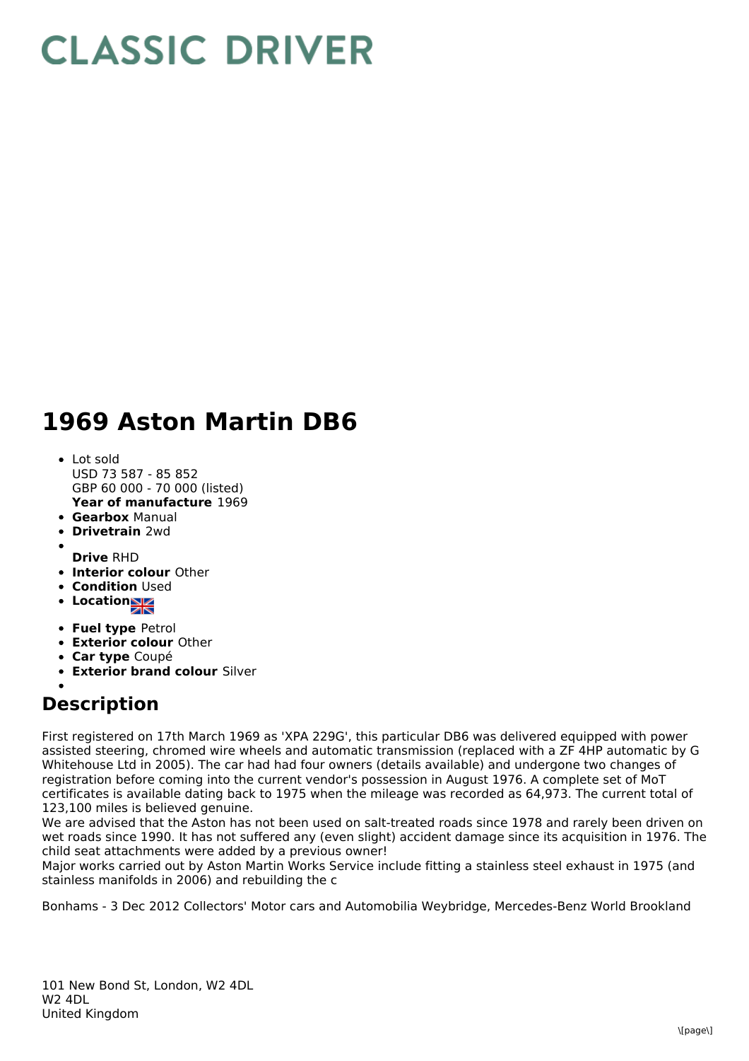# CLASSIC DRIVER

# 1969 Aston Martin DB6

- Lot sold
  USD 73 587 - 85 852
  GBP 60 000 - 70 000 (listed)
  **Year of manufacture** 1969
- **Gearbox** Manual
- **Drivetrain** 2wd
- 
  **Drive** RHD
- **Interior colour** Other
- **Condition** Used
- **Location**
- **Fuel type** Petrol
- **Exterior colour** Other
- **Car type** Coupé
- **Exterior brand colour** Silver
- 

## Description

First registered on 17th March 1969 as 'XPA 229G', this particular DB6 was delivered equipped with power assisted steering, chromed wire wheels and automatic transmission (replaced with a ZF 4HP automatic by G Whitehouse Ltd in 2005). The car had had four owners (details available) and undergone two changes of registration before coming into the current vendor's possession in August 1976. A complete set of MoT certificates is available dating back to 1975 when the mileage was recorded as 64,973. The current total of 123,100 miles is believed genuine.
We are advised that the Aston has not been used on salt-treated roads since 1978 and rarely been driven on wet roads since 1990. It has not suffered any (even slight) accident damage since its acquisition in 1976. The child seat attachments were added by a previous owner!
Major works carried out by Aston Martin Works Service include fitting a stainless steel exhaust in 1975 (and stainless manifolds in 2006) and rebuilding the c

Bonhams - 3 Dec 2012 Collectors' Motor cars and Automobilia Weybridge, Mercedes-Benz World Brookland

101 New Bond St, London, W2 4DL
W2 4DL
United Kingdom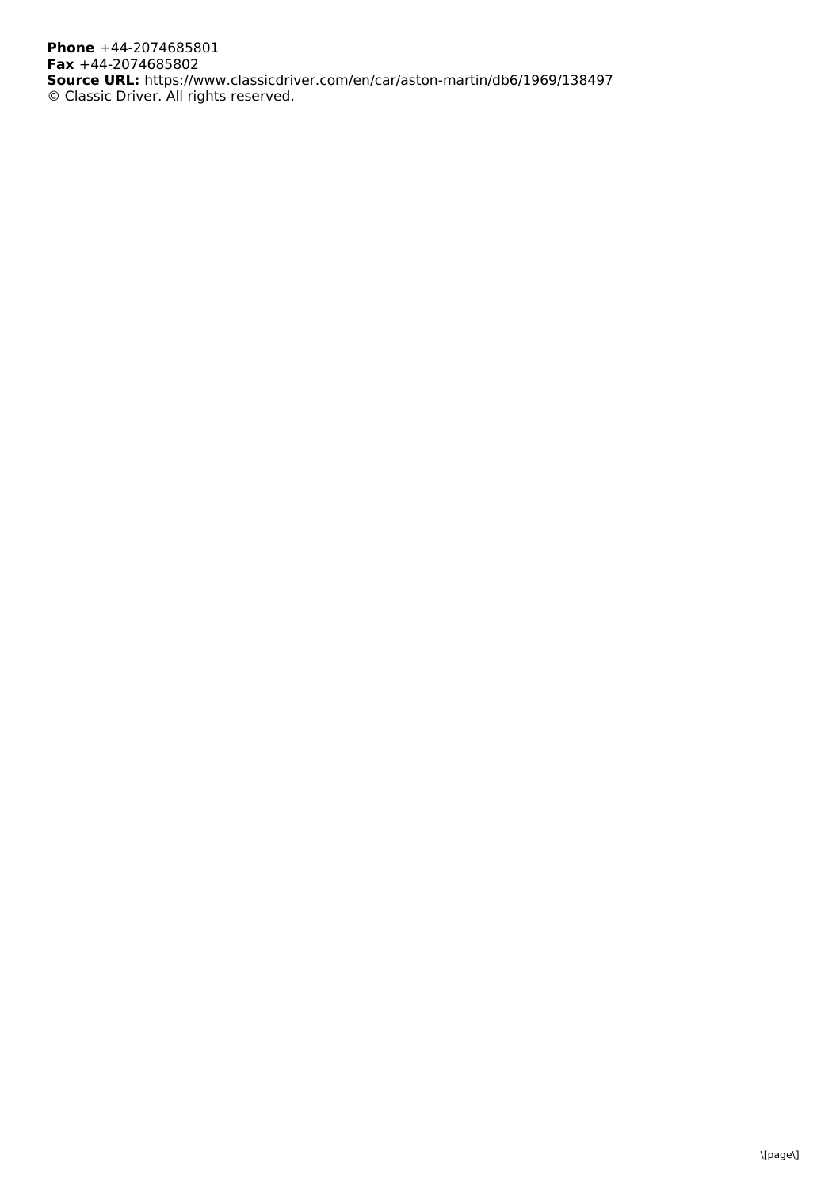**Phone** +44-2074685801
**Fax** +44-2074685802
**Source URL:** https://www.classicdriver.com/en/car/aston-martin/db6/1969/138497
© Classic Driver. All rights reserved.